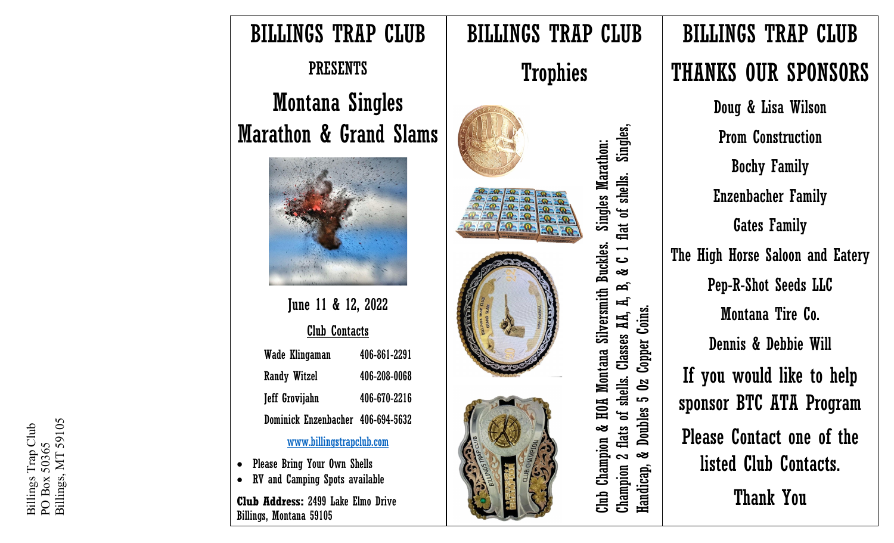Billings Trap Club
PO Box 50365
Billings, MT 59105

# BILLINGS TRAP CLUB

## PRESENTS

# Montana Singles Marathon & Grand Slams

June 11 & 12, 2022

**Club Contacts**

| | |
|---|---|
| Wade Klingaman | 406-861-2291 |
| Randy Witzel | 406-208-0068 |
| Jeff Grovijahn | 406-670-2216 |
| Dominick Enzenbacher | 406-694-5632 |

www.billingstrapclub.com

- Please Bring Your Own Shells
- RV and Camping Spots available

**Club Address:** 2499 Lake Elmo Drive
Billings, Montana 59105

# BILLINGS TRAP CLUB

## Trophies

Club Champion & HOA Montana Silversmith Buckles. Singles Marathon: Champion 2 flats of shells. Classes AA, A, B, & C 1 flat of shells. Singles, Handicap, & Doubles 5 Oz Copper Coins.

# BILLINGS TRAP CLUB

## THANKS OUR SPONSORS

Doug & Lisa Wilson

Prom Construction

Bochy Family

Enzenbacher Family

Gates Family

The High Horse Saloon and Eatery

Pep-R-Shot Seeds LLC

Montana Tire Co.

Dennis & Debbie Will

If you would like to help sponsor BTC ATA Program

Please Contact one of the listed Club Contacts.

Thank You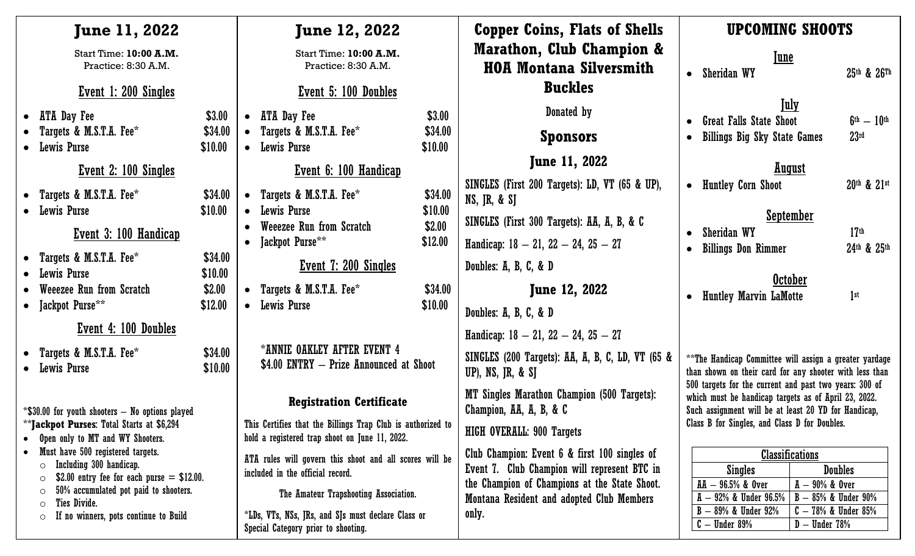## June 11, 2022

Start Time: **10:00 A.M.**
Practice: 8:30 A.M.

### Event 1: 200 Singles

| | |
|---|---|
| ATA Day Fee | $3.00 |
| Targets & M.S.T.A. Fee* | $34.00 |
| Lewis Purse | $10.00 |

### Event 2: 100 Singles

| | |
|---|---|
| Targets & M.S.T.A. Fee* | $34.00 |
| Lewis Purse | $10.00 |

### Event 3: 100 Handicap

| | |
|---|---|
| Targets & M.S.T.A. Fee* | $34.00 |
| Lewis Purse | $10.00 |
| Weeezee Run from Scratch | $2.00 |
| Jackpot Purse** | $12.00 |

### Event 4: 100 Doubles

| | |
|---|---|
| Targets & M.S.T.A. Fee* | $34.00 |
| Lewis Purse | $10.00 |

*$30.00 for youth shooters – No options played

****Jackpot Purses**: Total Starts at $6,294

- Open only to MT and WY Shooters.
- Must have 500 registered targets.
  - Including 300 handicap.
  - $2.00 entry fee for each purse = $12.00.
  - 50% accumulated pot paid to shooters.
  - Ties Divide.
  - If no winners, pots continue to Build

## June 12, 2022

Start Time: **10:00 A.M.**
Practice: 8:30 A.M.

### Event 5: 100 Doubles

| | |
|---|---|
| ATA Day Fee | $3.00 |
| Targets & M.S.T.A. Fee* | $34.00 |
| Lewis Purse | $10.00 |

### Event 6: 100 Handicap

| | |
|---|---|
| Targets & M.S.T.A. Fee* | $34.00 |
| Lewis Purse | $10.00 |
| Weeezee Run from Scratch | $2.00 |
| Jackpot Purse** | $12.00 |

### Event 7: 200 Singles

| | |
|---|---|
| Targets & M.S.T.A. Fee* | $34.00 |
| Lewis Purse | $10.00 |

*ANNIE OAKLEY AFTER EVENT 4
$4.00 ENTRY – Prize Announced at Shoot

### Registration Certificate

This Certifies that the Billings Trap Club is authorized to hold a registered trap shoot on June 11, 2022.

ATA rules will govern this shoot and all scores will be included in the official record.

The Amateur Trapshooting Association.

*LDs, VTs, NSs, JRs, and SJs must declare Class or Special Category prior to shooting.

## Copper Coins, Flats of Shells Marathon, Club Champion & HOA Montana Silversmith Buckles

Donated by

## Sponsors

### June 11, 2022

SINGLES (First 200 Targets): LD, VT (65 & UP), NS, JR, & SJ

SINGLES (First 300 Targets): AA, A, B, & C

Handicap: 18 – 21, 22 – 24, 25 – 27

Doubles: A, B, C, & D

### June 12, 2022

Doubles: A, B, C, & D

Handicap: 18 – 21, 22 – 24, 25 – 27

SINGLES (200 Targets): AA, A, B, C, LD, VT (65 & UP), NS, JR, & SJ

MT Singles Marathon Champion (500 Targets): Champion, AA, A, B, & C

HIGH OVERALL: 900 Targets

Club Champion: Event 6 & first 100 singles of Event 7. Club Champion will represent BTC in the Champion of Champions at the State Shoot. Montana Resident and adopted Club Members only.

## UPCOMING SHOOTS

### June

- Sheridan WY — 25th & 26Th

### July

- Great Falls State Shoot — 6th – 10th
- Billings Big Sky State Games — 23rd

### August

- Huntley Corn Shoot — 20th & 21st

### September

- Sheridan WY — 17th
- Billings Don Rimmer — 24th & 25th

### October

- Huntley Marvin LaMotte — 1st

**The Handicap Committee will assign a greater yardage than shown on their card for any shooter with less than 500 targets for the current and past two years: 300 of which must be handicap targets as of April 23, 2022. Such assignment will be at least 20 YD for Handicap, Class B for Singles, and Class D for Doubles.

| Classifications | |
|---|---|
| **Singles** | **Doubles** |
| AA – 96.5% & Over | A – 90% & Over |
| A – 92% & Under 96.5% | B – 85% & Under 90% |
| B – 89% & Under 92% | C – 78% & Under 85% |
| C – Under 89% | D – Under 78% |